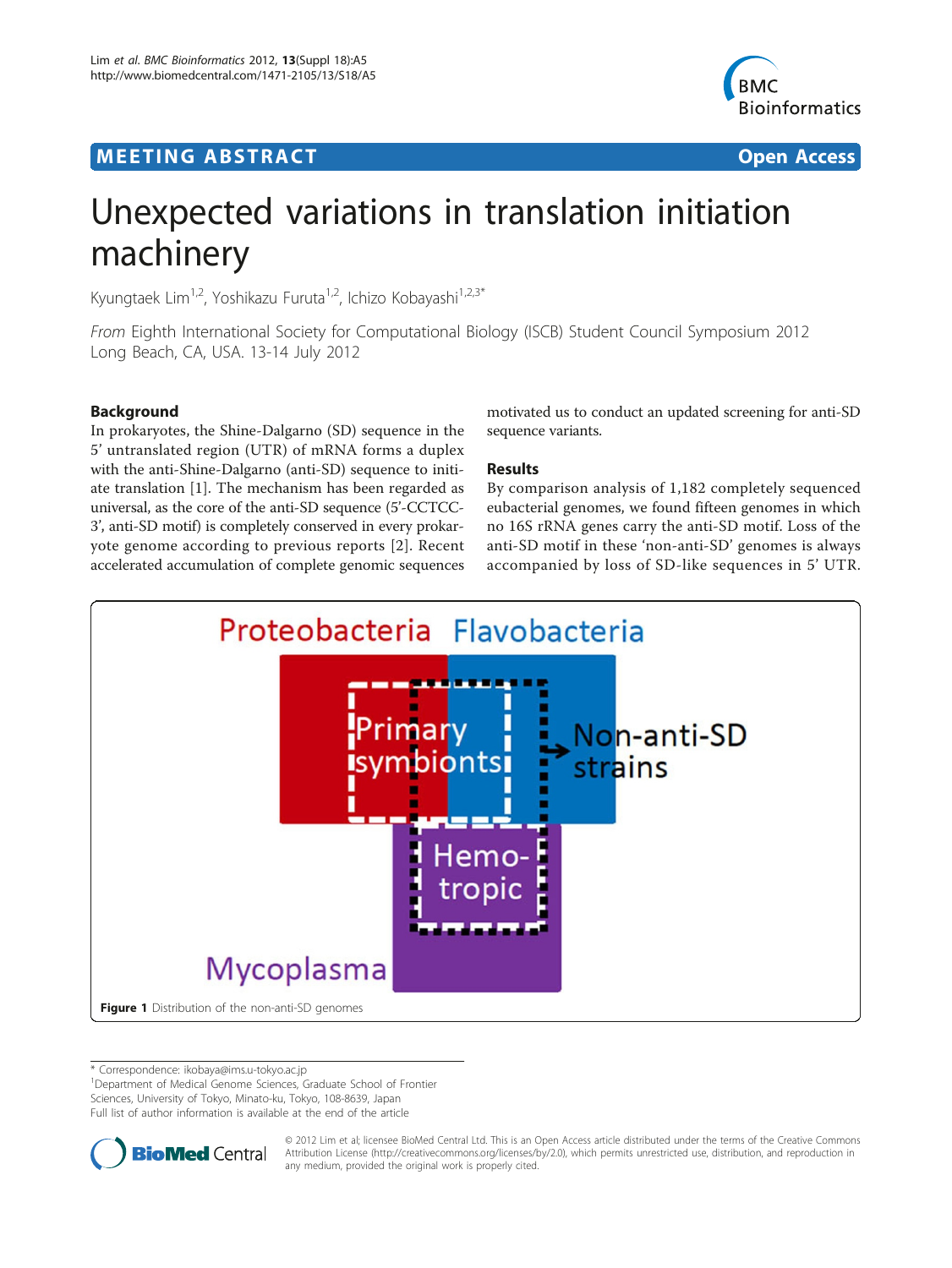# MEETING ABSTRACT

**Open Access**

# Unexpected variations in translation initiation machinery

Kyungtaek Lim[1,2], Yoshikazu Furuta[1,2], Ichizo Kobayashi[1,2,3*]

*From* Eighth International Society for Computational Biology (ISCB) Student Council Symposium 2012
Long Beach, CA, USA. 13-14 July 2012

## Background

In prokaryotes, the Shine-Dalgarno (SD) sequence in the 5' untranslated region (UTR) of mRNA forms a duplex with the anti-Shine-Dalgarno (anti-SD) sequence to initiate translation [1]. The mechanism has been regarded as universal, as the core of the anti-SD sequence (5'-CCTCC-3', anti-SD motif) is completely conserved in every prokaryote genome according to previous reports [2]. Recent accelerated accumulation of complete genomic sequences motivated us to conduct an updated screening for anti-SD sequence variants.

## Results

By comparison analysis of 1,182 completely sequenced eubacterial genomes, we found fifteen genomes in which no 16S rRNA genes carry the anti-SD motif. Loss of the anti-SD motif in these 'non-anti-SD' genomes is always accompanied by loss of SD-like sequences in 5' UTR.

**Figure 1** Distribution of the non-anti-SD genomes

\* Correspondence: ikobaya@ims.u-tokyo.ac.jp
[1]Department of Medical Genome Sciences, Graduate School of Frontier Sciences, University of Tokyo, Minato-ku, Tokyo, 108-8639, Japan
Full list of author information is available at the end of the article

© 2012 Lim et al; licensee BioMed Central Ltd. This is an Open Access article distributed under the terms of the Creative Commons Attribution License (http://creativecommons.org/licenses/by/2.0), which permits unrestricted use, distribution, and reproduction in any medium, provided the original work is properly cited.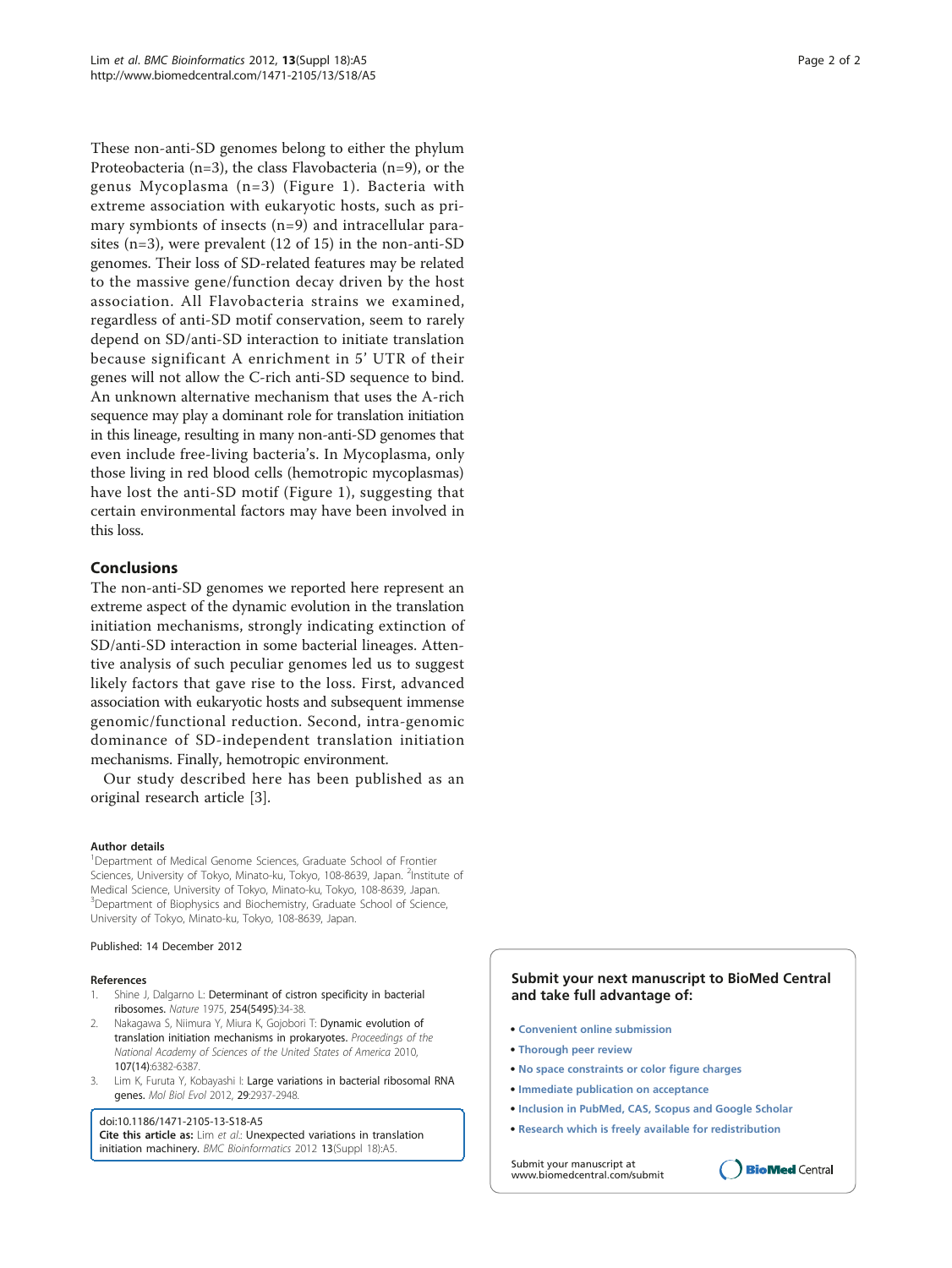These non-anti-SD genomes belong to either the phylum Proteobacteria (n=3), the class Flavobacteria (n=9), or the genus Mycoplasma (n=3) (Figure 1). Bacteria with extreme association with eukaryotic hosts, such as primary symbionts of insects (n=9) and intracellular parasites (n=3), were prevalent (12 of 15) in the non-anti-SD genomes. Their loss of SD-related features may be related to the massive gene/function decay driven by the host association. All Flavobacteria strains we examined, regardless of anti-SD motif conservation, seem to rarely depend on SD/anti-SD interaction to initiate translation because significant A enrichment in 5' UTR of their genes will not allow the C-rich anti-SD sequence to bind. An unknown alternative mechanism that uses the A-rich sequence may play a dominant role for translation initiation in this lineage, resulting in many non-anti-SD genomes that even include free-living bacteria's. In Mycoplasma, only those living in red blood cells (hemotropic mycoplasmas) have lost the anti-SD motif (Figure 1), suggesting that certain environmental factors may have been involved in this loss.

## Conclusions

The non-anti-SD genomes we reported here represent an extreme aspect of the dynamic evolution in the translation initiation mechanisms, strongly indicating extinction of SD/anti-SD interaction in some bacterial lineages. Attentive analysis of such peculiar genomes led us to suggest likely factors that gave rise to the loss. First, advanced association with eukaryotic hosts and subsequent immense genomic/functional reduction. Second, intra-genomic dominance of SD-independent translation initiation mechanisms. Finally, hemotropic environment.

Our study described here has been published as an original research article [3].

#### Author details

[1]Department of Medical Genome Sciences, Graduate School of Frontier Sciences, University of Tokyo, Minato-ku, Tokyo, 108-8639, Japan. [2]Institute of Medical Science, University of Tokyo, Minato-ku, Tokyo, 108-8639, Japan. [3]Department of Biophysics and Biochemistry, Graduate School of Science, University of Tokyo, Minato-ku, Tokyo, 108-8639, Japan.

Published: 14 December 2012

#### References

1. Shine J, Dalgarno L: **Determinant of cistron specificity in bacterial ribosomes.** *Nature* 1975, **254(5495)**:34-38.
2. Nakagawa S, Niimura Y, Miura K, Gojobori T: **Dynamic evolution of translation initiation mechanisms in prokaryotes.** *Proceedings of the National Academy of Sciences of the United States of America* 2010, **107(14)**:6382-6387.
3. Lim K, Furuta Y, Kobayashi I: **Large variations in bacterial ribosomal RNA genes.** *Mol Biol Evol* 2012, **29**:2937-2948.

doi:10.1186/1471-2105-13-S18-A5

**Cite this article as:** Lim *et al.*: Unexpected variations in translation initiation machinery. *BMC Bioinformatics* 2012 **13**(Suppl 18):A5.

**Submit your next manuscript to BioMed Central and take full advantage of:**

- **Convenient online submission**
- **Thorough peer review**
- **No space constraints or color figure charges**
- **Immediate publication on acceptance**
- **Inclusion in PubMed, CAS, Scopus and Google Scholar**
- **Research which is freely available for redistribution**

Submit your manuscript at www.biomedcentral.com/submit

BioMed Central